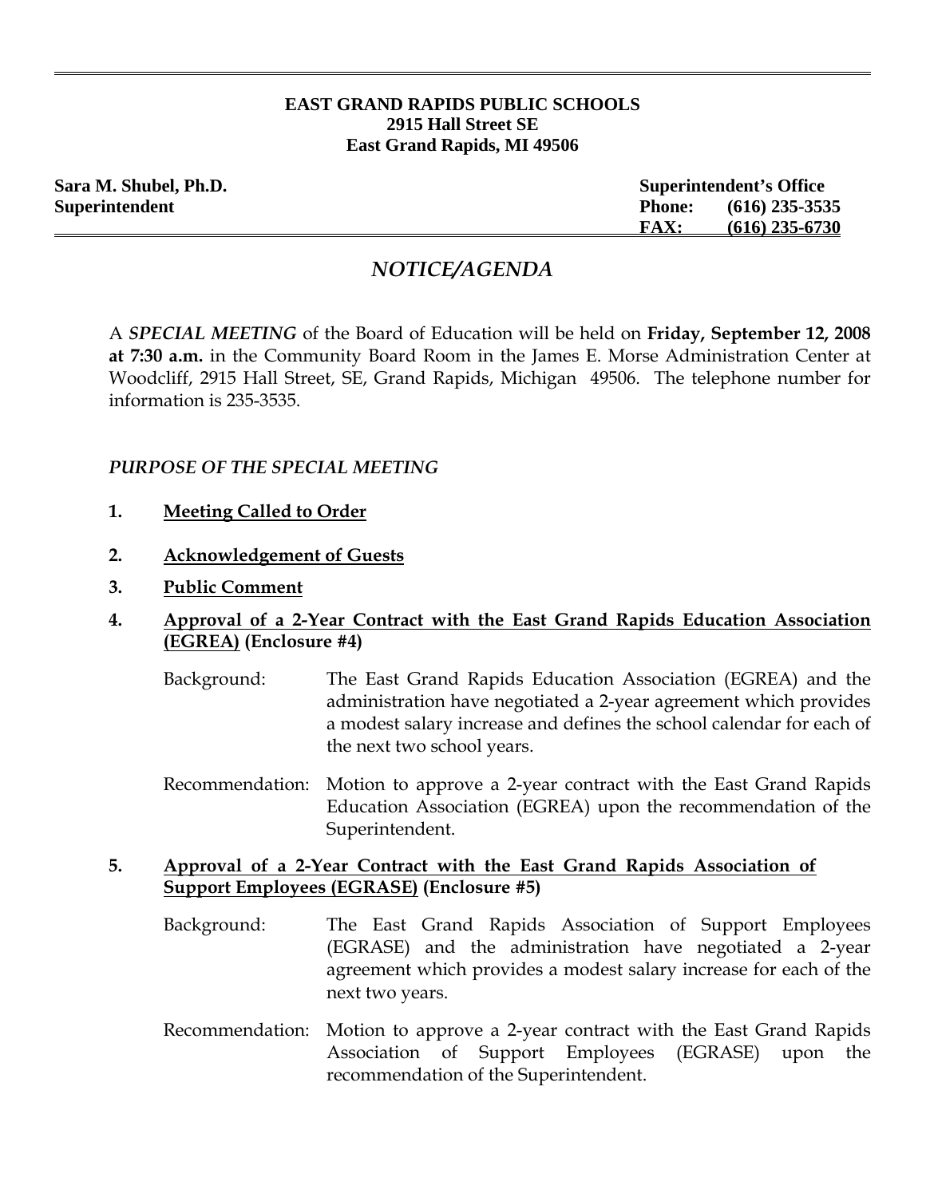**EAST GRAND RAPIDS PUBLIC SCHOOLS**
**2915 Hall Street SE**
**East Grand Rapids, MI 49506**

**Sara M. Shubel, Ph.D.**
**Superintendent**

**Superintendent's Office**
**Phone: (616) 235-3535**
**FAX: (616) 235-6730**

# *NOTICE/AGENDA*

A ***SPECIAL MEETING*** of the Board of Education will be held on **Friday, September 12, 2008 at 7:30 a.m.** in the Community Board Room in the James E. Morse Administration Center at Woodcliff, 2915 Hall Street, SE, Grand Rapids, Michigan 49506. The telephone number for information is 235-3535.

***PURPOSE OF THE SPECIAL MEETING***

1. **Meeting Called to Order**

2. **Acknowledgement of Guests**

3. **Public Comment**

4. **Approval of a 2-Year Contract with the East Grand Rapids Education Association (EGREA) (Enclosure #4)**

   Background: The East Grand Rapids Education Association (EGREA) and the administration have negotiated a 2-year agreement which provides a modest salary increase and defines the school calendar for each of the next two school years.

   Recommendation: Motion to approve a 2-year contract with the East Grand Rapids Education Association (EGREA) upon the recommendation of the Superintendent.

5. **Approval of a 2-Year Contract with the East Grand Rapids Association of Support Employees (EGRASE) (Enclosure #5)**

   Background: The East Grand Rapids Association of Support Employees (EGRASE) and the administration have negotiated a 2-year agreement which provides a modest salary increase for each of the next two years.

   Recommendation: Motion to approve a 2-year contract with the East Grand Rapids Association of Support Employees (EGRASE) upon the recommendation of the Superintendent.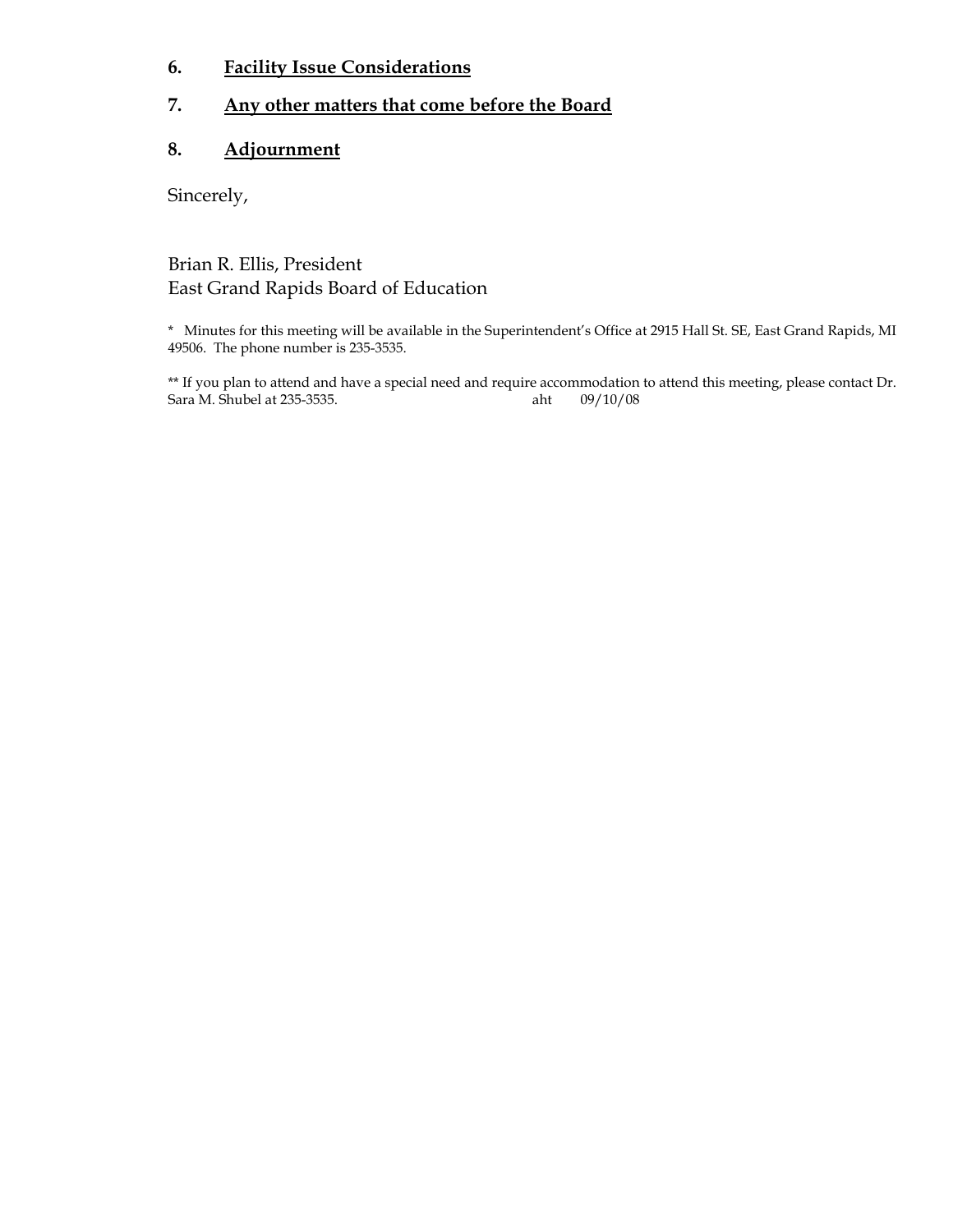6. **<u>Facility Issue Considerations</u>**

7. **<u>Any other matters that come before the Board</u>**

8. **<u>Adjournment</u>**

Sincerely,

Brian R. Ellis, President
East Grand Rapids Board of Education

* Minutes for this meeting will be available in the Superintendent's Office at 2915 Hall St. SE, East Grand Rapids, MI 49506. The phone number is 235-3535.

** If you plan to attend and have a special need and require accommodation to attend this meeting, please contact Dr. Sara M. Shubel at 235-3535. aht 09/10/08